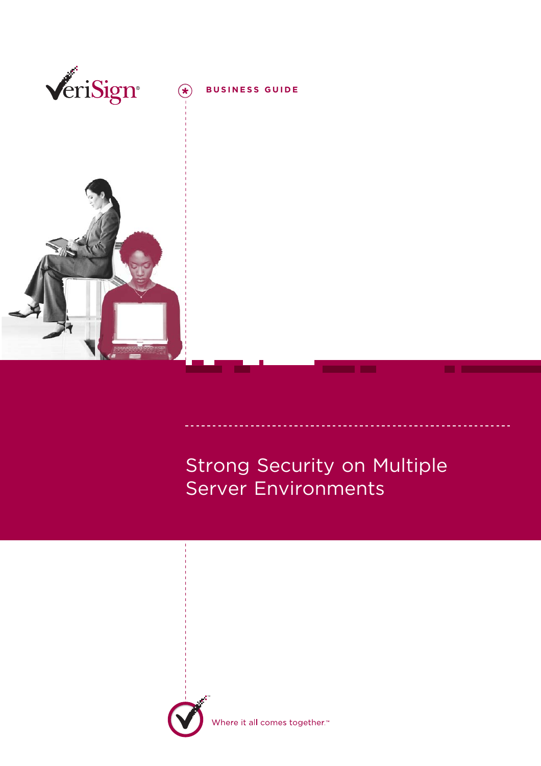VeriSign®

BUSINESS GUIDE

# Strong Security on Multiple Server Environments

Where it all comes together.™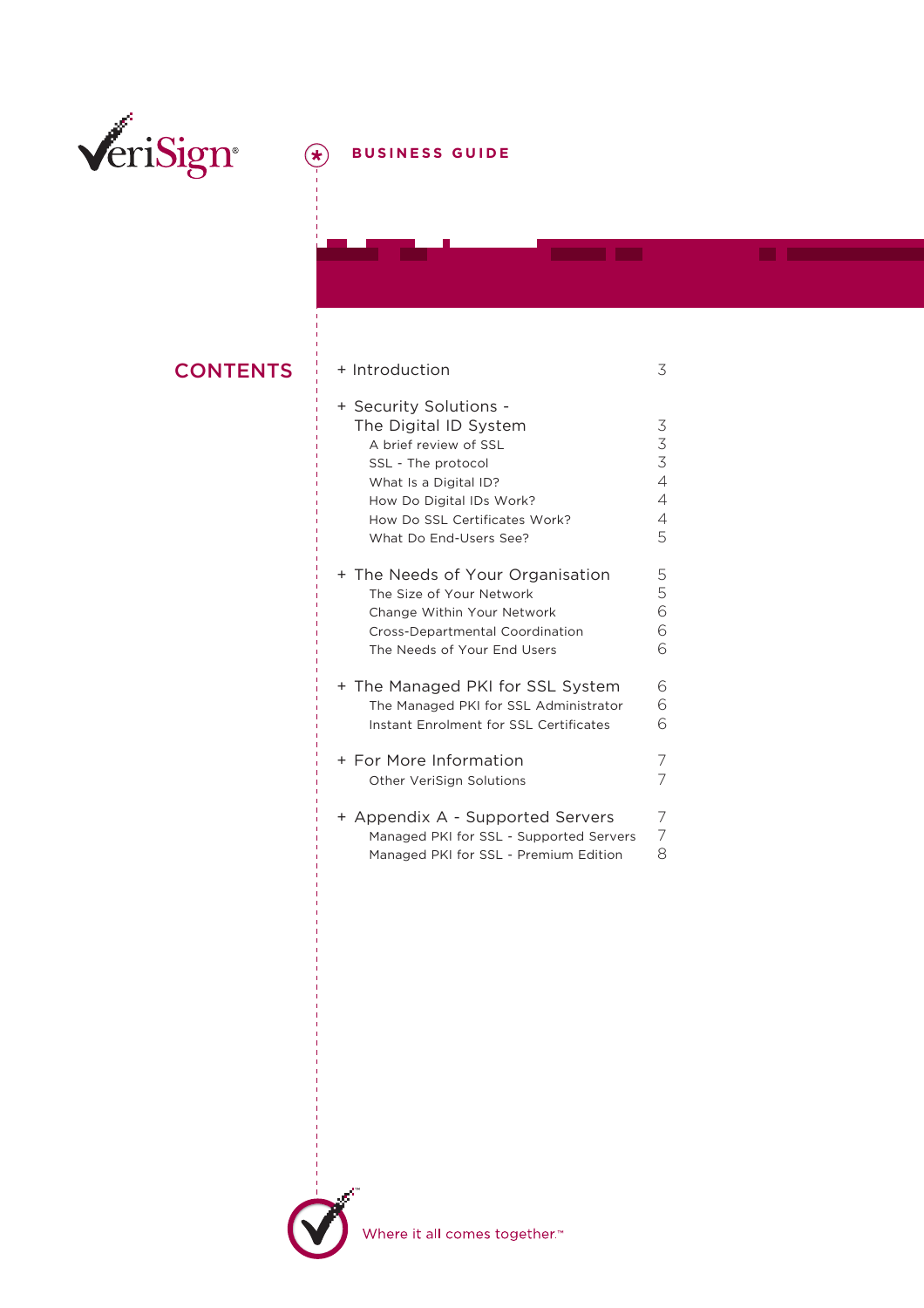VeriSign®

BUSINESS GUIDE

## CONTENTS

| | |
|---|---|
| + Introduction | 3 |
| + Security Solutions - The Digital ID System | 3 |
| A brief review of SSL | 3 |
| SSL - The protocol | 3 |
| What Is a Digital ID? | 4 |
| How Do Digital IDs Work? | 4 |
| How Do SSL Certificates Work? | 4 |
| What Do End-Users See? | 5 |
| + The Needs of Your Organisation | 5 |
| The Size of Your Network | 5 |
| Change Within Your Network | 6 |
| Cross-Departmental Coordination | 6 |
| The Needs of Your End Users | 6 |
| + The Managed PKI for SSL System | 6 |
| The Managed PKI for SSL Administrator | 6 |
| Instant Enrolment for SSL Certificates | 6 |
| + For More Information | 7 |
| Other VeriSign Solutions | 7 |
| + Appendix A - Supported Servers | 7 |
| Managed PKI for SSL - Supported Servers | 7 |
| Managed PKI for SSL - Premium Edition | 8 |

Where it all comes together.™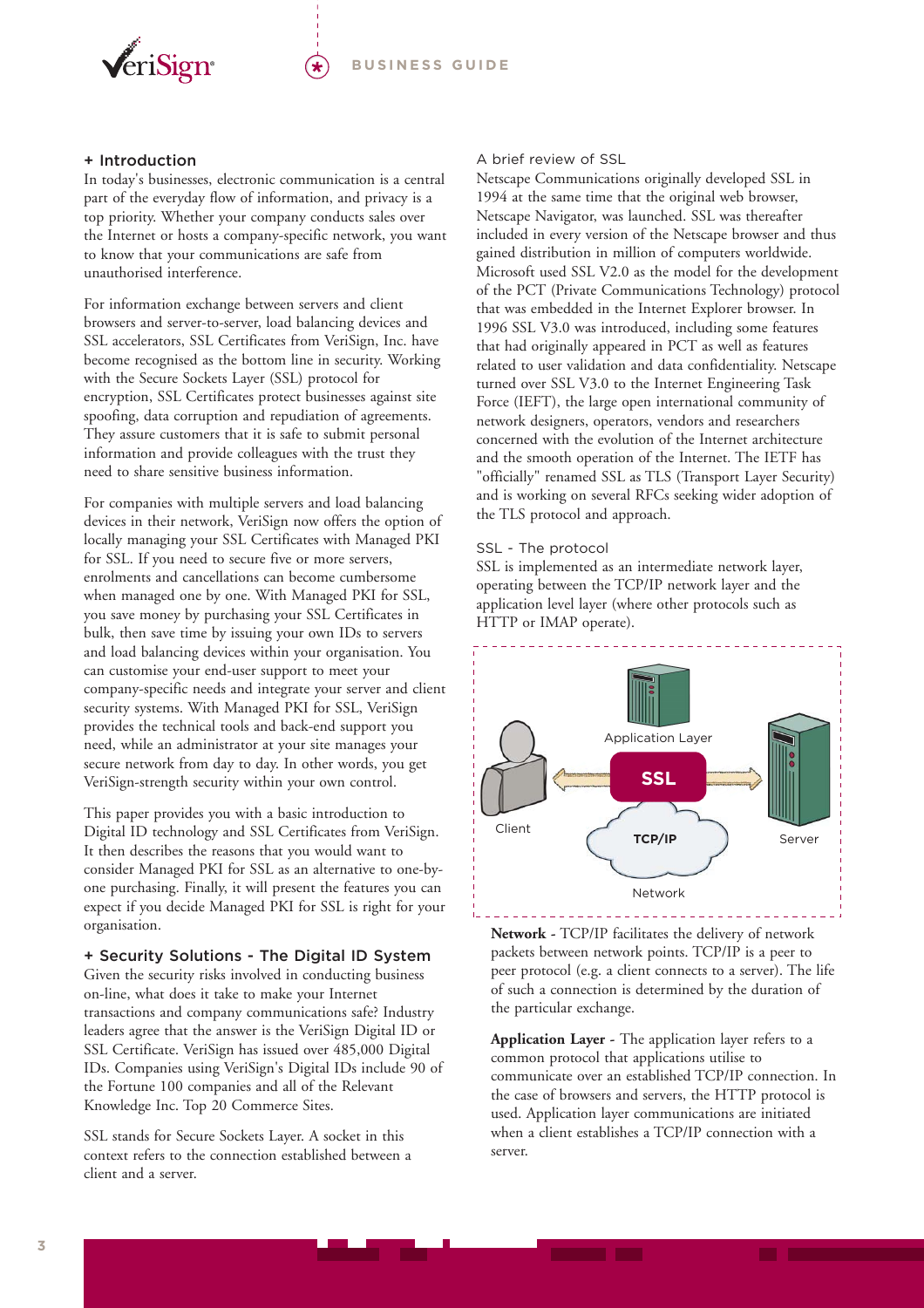## + Introduction

In today's businesses, electronic communication is a central part of the everyday flow of information, and privacy is a top priority. Whether your company conducts sales over the Internet or hosts a company-specific network, you want to know that your communications are safe from unauthorised interference.

For information exchange between servers and client browsers and server-to-server, load balancing devices and SSL accelerators, SSL Certificates from VeriSign, Inc. have become recognised as the bottom line in security. Working with the Secure Sockets Layer (SSL) protocol for encryption, SSL Certificates protect businesses against site spoofing, data corruption and repudiation of agreements. They assure customers that it is safe to submit personal information and provide colleagues with the trust they need to share sensitive business information.

For companies with multiple servers and load balancing devices in their network, VeriSign now offers the option of locally managing your SSL Certificates with Managed PKI for SSL. If you need to secure five or more servers, enrolments and cancellations can become cumbersome when managed one by one. With Managed PKI for SSL, you save money by purchasing your SSL Certificates in bulk, then save time by issuing your own IDs to servers and load balancing devices within your organisation. You can customise your end-user support to meet your company-specific needs and integrate your server and client security systems. With Managed PKI for SSL, VeriSign provides the technical tools and back-end support you need, while an administrator at your site manages your secure network from day to day. In other words, you get VeriSign-strength security within your own control.

This paper provides you with a basic introduction to Digital ID technology and SSL Certificates from VeriSign. It then describes the reasons that you would want to consider Managed PKI for SSL as an alternative to one-by-one purchasing. Finally, it will present the features you can expect if you decide Managed PKI for SSL is right for your organisation.

## + Security Solutions - The Digital ID System

Given the security risks involved in conducting business on-line, what does it take to make your Internet transactions and company communications safe? Industry leaders agree that the answer is the VeriSign Digital ID or SSL Certificate. VeriSign has issued over 485,000 Digital IDs. Companies using VeriSign's Digital IDs include 90 of the Fortune 100 companies and all of the Relevant Knowledge Inc. Top 20 Commerce Sites.

SSL stands for Secure Sockets Layer. A socket in this context refers to the connection established between a client and a server.

### A brief review of SSL

Netscape Communications originally developed SSL in 1994 at the same time that the original web browser, Netscape Navigator, was launched. SSL was thereafter included in every version of the Netscape browser and thus gained distribution in million of computers worldwide. Microsoft used SSL V2.0 as the model for the development of the PCT (Private Communications Technology) protocol that was embedded in the Internet Explorer browser. In 1996 SSL V3.0 was introduced, including some features that had originally appeared in PCT as well as features related to user validation and data confidentiality. Netscape turned over SSL V3.0 to the Internet Engineering Task Force (IEFT), the large open international community of network designers, operators, vendors and researchers concerned with the evolution of the Internet architecture and the smooth operation of the Internet. The IETF has "officially" renamed SSL as TLS (Transport Layer Security) and is working on several RFCs seeking wider adoption of the TLS protocol and approach.

### SSL - The protocol

SSL is implemented as an intermediate network layer, operating between the TCP/IP network layer and the application level layer (where other protocols such as HTTP or IMAP operate).

Application Layer

Client — SSL — Server

TCP/IP

Network

**Network** - TCP/IP facilitates the delivery of network packets between network points. TCP/IP is a peer to peer protocol (e.g. a client connects to a server). The life of such a connection is determined by the duration of the particular exchange.

**Application Layer** - The application layer refers to a common protocol that applications utilise to communicate over an established TCP/IP connection. In the case of browsers and servers, the HTTP protocol is used. Application layer communications are initiated when a client establishes a TCP/IP connection with a server.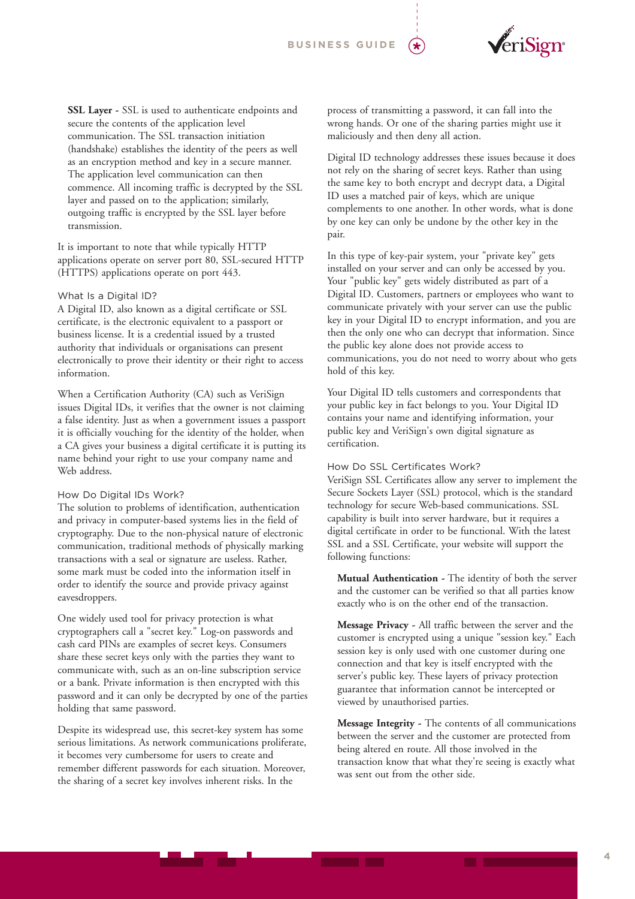**SSL Layer -** SSL is used to authenticate endpoints and secure the contents of the application level communication. The SSL transaction initiation (handshake) establishes the identity of the peers as well as an encryption method and key in a secure manner. The application level communication can then commence. All incoming traffic is decrypted by the SSL layer and passed on to the application; similarly, outgoing traffic is encrypted by the SSL layer before transmission.

It is important to note that while typically HTTP applications operate on server port 80, SSL-secured HTTP (HTTPS) applications operate on port 443.

### What Is a Digital ID?

A Digital ID, also known as a digital certificate or SSL certificate, is the electronic equivalent to a passport or business license. It is a credential issued by a trusted authority that individuals or organisations can present electronically to prove their identity or their right to access information.

When a Certification Authority (CA) such as VeriSign issues Digital IDs, it verifies that the owner is not claiming a false identity. Just as when a government issues a passport it is officially vouching for the identity of the holder, when a CA gives your business a digital certificate it is putting its name behind your right to use your company name and Web address.

### How Do Digital IDs Work?

The solution to problems of identification, authentication and privacy in computer-based systems lies in the field of cryptography. Due to the non-physical nature of electronic communication, traditional methods of physically marking transactions with a seal or signature are useless. Rather, some mark must be coded into the information itself in order to identify the source and provide privacy against eavesdroppers.

One widely used tool for privacy protection is what cryptographers call a "secret key." Log-on passwords and cash card PINs are examples of secret keys. Consumers share these secret keys only with the parties they want to communicate with, such as an on-line subscription service or a bank. Private information is then encrypted with this password and it can only be decrypted by one of the parties holding that same password.

Despite its widespread use, this secret-key system has some serious limitations. As network communications proliferate, it becomes very cumbersome for users to create and remember different passwords for each situation. Moreover, the sharing of a secret key involves inherent risks. In the process of transmitting a password, it can fall into the wrong hands. Or one of the sharing parties might use it maliciously and then deny all action.

Digital ID technology addresses these issues because it does not rely on the sharing of secret keys. Rather than using the same key to both encrypt and decrypt data, a Digital ID uses a matched pair of keys, which are unique complements to one another. In other words, what is done by one key can only be undone by the other key in the pair.

In this type of key-pair system, your "private key" gets installed on your server and can only be accessed by you. Your "public key" gets widely distributed as part of a Digital ID. Customers, partners or employees who want to communicate privately with your server can use the public key in your Digital ID to encrypt information, and you are then the only one who can decrypt that information. Since the public key alone does not provide access to communications, you do not need to worry about who gets hold of this key.

Your Digital ID tells customers and correspondents that your public key in fact belongs to you. Your Digital ID contains your name and identifying information, your public key and VeriSign's own digital signature as certification.

### How Do SSL Certificates Work?

VeriSign SSL Certificates allow any server to implement the Secure Sockets Layer (SSL) protocol, which is the standard technology for secure Web-based communications. SSL capability is built into server hardware, but it requires a digital certificate in order to be functional. With the latest SSL and a SSL Certificate, your website will support the following functions:

**Mutual Authentication -** The identity of both the server and the customer can be verified so that all parties know exactly who is on the other end of the transaction.

**Message Privacy -** All traffic between the server and the customer is encrypted using a unique "session key." Each session key is only used with one customer during one connection and that key is itself encrypted with the server's public key. These layers of privacy protection guarantee that information cannot be intercepted or viewed by unauthorised parties.

**Message Integrity -** The contents of all communications between the server and the customer are protected from being altered en route. All those involved in the transaction know that what they're seeing is exactly what was sent out from the other side.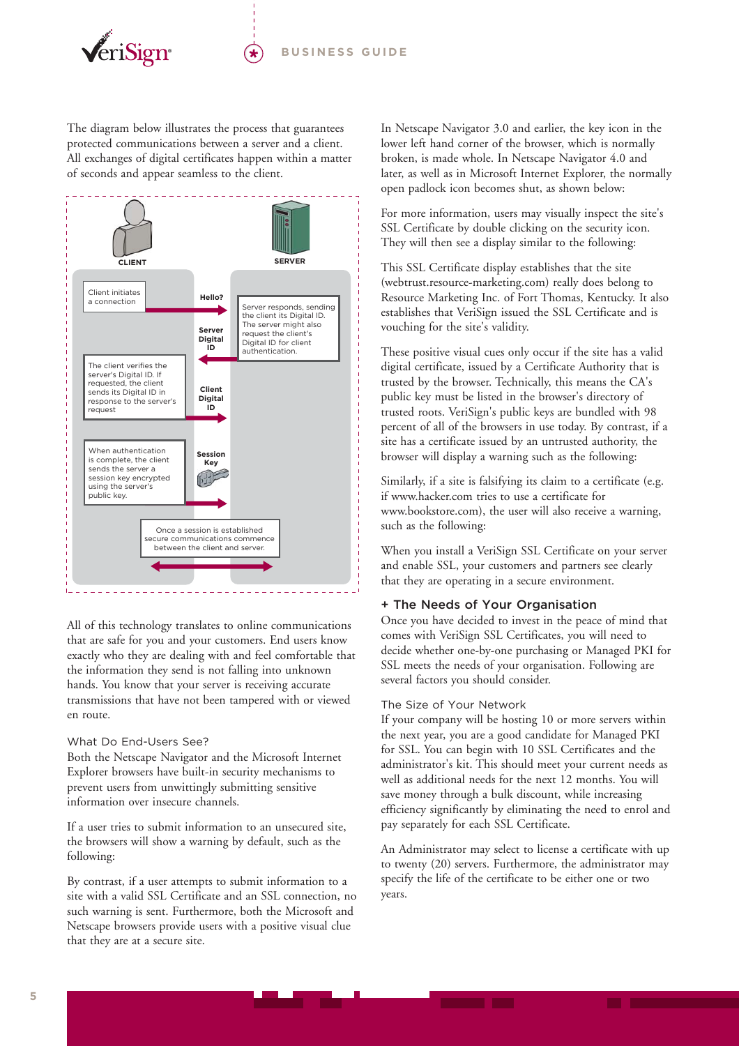The diagram below illustrates the process that guarantees protected communications between a server and a client. All exchanges of digital certificates happen within a matter of seconds and appear seamless to the client.

CLIENT

SERVER

Client initiates a connection

Hello?

Server responds, sending the client its Digital ID. The server might also request the client's Digital ID for client authentication.

Server Digital ID

The client verifies the server's Digital ID. If requested, the client sends its Digital ID in response to the server's request

Client Digital ID

When authentication is complete, the client sends the server a session key encrypted using the server's public key.

Session Key

Once a session is established secure communications commence between the client and server.

All of this technology translates to online communications that are safe for you and your customers. End users know exactly who they are dealing with and feel comfortable that the information they send is not falling into unknown hands. You know that your server is receiving accurate transmissions that have not been tampered with or viewed en route.

### What Do End-Users See?

Both the Netscape Navigator and the Microsoft Internet Explorer browsers have built-in security mechanisms to prevent users from unwittingly submitting sensitive information over insecure channels.

If a user tries to submit information to an unsecured site, the browsers will show a warning by default, such as the following:

By contrast, if a user attempts to submit information to a site with a valid SSL Certificate and an SSL connection, no such warning is sent. Furthermore, both the Microsoft and Netscape browsers provide users with a positive visual clue that they are at a secure site.

In Netscape Navigator 3.0 and earlier, the key icon in the lower left hand corner of the browser, which is normally broken, is made whole. In Netscape Navigator 4.0 and later, as well as in Microsoft Internet Explorer, the normally open padlock icon becomes shut, as shown below:

For more information, users may visually inspect the site's SSL Certificate by double clicking on the security icon. They will then see a display similar to the following:

This SSL Certificate display establishes that the site (webtrust.resource-marketing.com) really does belong to Resource Marketing Inc. of Fort Thomas, Kentucky. It also establishes that VeriSign issued the SSL Certificate and is vouching for the site's validity.

These positive visual cues only occur if the site has a valid digital certificate, issued by a Certificate Authority that is trusted by the browser. Technically, this means the CA's public key must be listed in the browser's directory of trusted roots. VeriSign's public keys are bundled with 98 percent of all of the browsers in use today. By contrast, if a site has a certificate issued by an untrusted authority, the browser will display a warning such as the following:

Similarly, if a site is falsifying its claim to a certificate (e.g. if www.hacker.com tries to use a certificate for www.bookstore.com), the user will also receive a warning, such as the following:

When you install a VeriSign SSL Certificate on your server and enable SSL, your customers and partners see clearly that they are operating in a secure environment.

## + The Needs of Your Organisation

Once you have decided to invest in the peace of mind that comes with VeriSign SSL Certificates, you will need to decide whether one-by-one purchasing or Managed PKI for SSL meets the needs of your organisation. Following are several factors you should consider.

### The Size of Your Network

If your company will be hosting 10 or more servers within the next year, you are a good candidate for Managed PKI for SSL. You can begin with 10 SSL Certificates and the administrator's kit. This should meet your current needs as well as additional needs for the next 12 months. You will save money through a bulk discount, while increasing efficiency significantly by eliminating the need to enrol and pay separately for each SSL Certificate.

An Administrator may select to license a certificate with up to twenty (20) servers. Furthermore, the administrator may specify the life of the certificate to be either one or two years.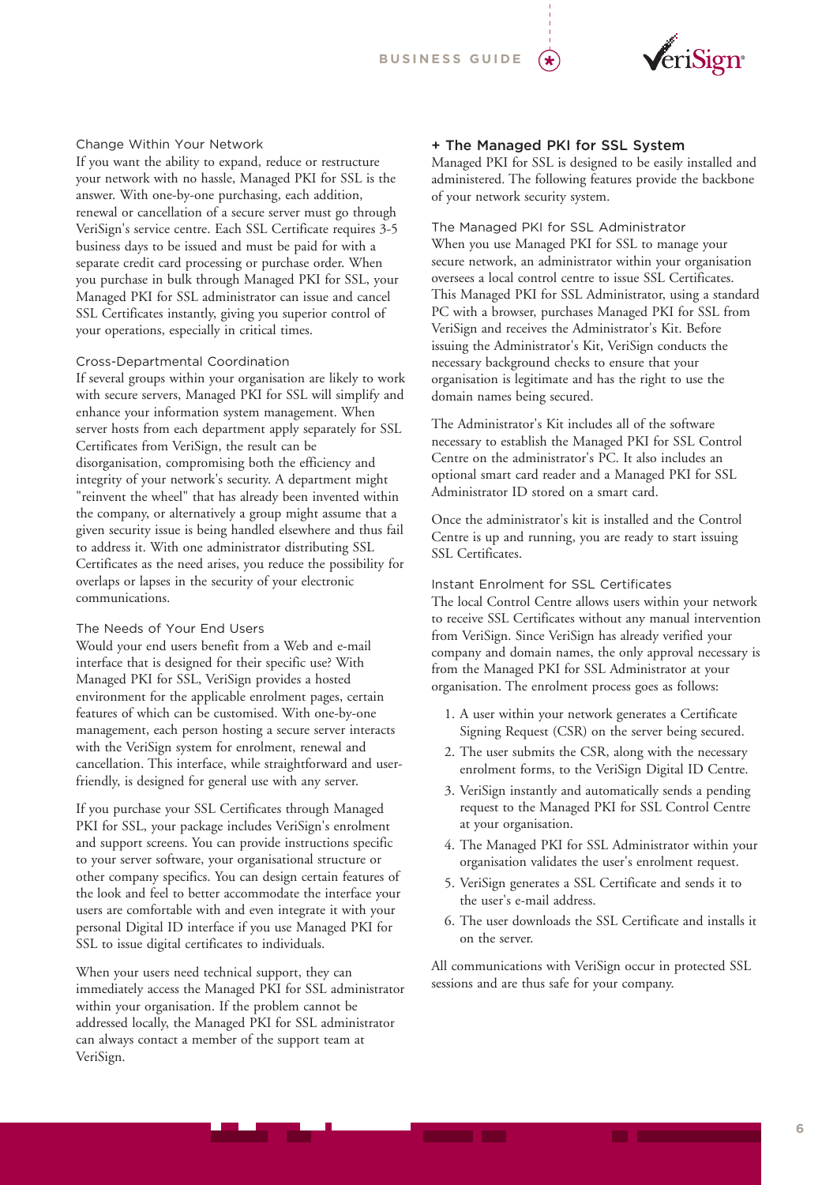### Change Within Your Network

If you want the ability to expand, reduce or restructure your network with no hassle, Managed PKI for SSL is the answer. With one-by-one purchasing, each addition, renewal or cancellation of a secure server must go through VeriSign's service centre. Each SSL Certificate requires 3-5 business days to be issued and must be paid for with a separate credit card processing or purchase order. When you purchase in bulk through Managed PKI for SSL, your Managed PKI for SSL administrator can issue and cancel SSL Certificates instantly, giving you superior control of your operations, especially in critical times.

### Cross-Departmental Coordination

If several groups within your organisation are likely to work with secure servers, Managed PKI for SSL will simplify and enhance your information system management. When server hosts from each department apply separately for SSL Certificates from VeriSign, the result can be disorganisation, compromising both the efficiency and integrity of your network's security. A department might "reinvent the wheel" that has already been invented within the company, or alternatively a group might assume that a given security issue is being handled elsewhere and thus fail to address it. With one administrator distributing SSL Certificates as the need arises, you reduce the possibility for overlaps or lapses in the security of your electronic communications.

### The Needs of Your End Users

Would your end users benefit from a Web and e-mail interface that is designed for their specific use? With Managed PKI for SSL, VeriSign provides a hosted environment for the applicable enrolment pages, certain features of which can be customised. With one-by-one management, each person hosting a secure server interacts with the VeriSign system for enrolment, renewal and cancellation. This interface, while straightforward and user-friendly, is designed for general use with any server.

If you purchase your SSL Certificates through Managed PKI for SSL, your package includes VeriSign's enrolment and support screens. You can provide instructions specific to your server software, your organisational structure or other company specifics. You can design certain features of the look and feel to better accommodate the interface your users are comfortable with and even integrate it with your personal Digital ID interface if you use Managed PKI for SSL to issue digital certificates to individuals.

When your users need technical support, they can immediately access the Managed PKI for SSL administrator within your organisation. If the problem cannot be addressed locally, the Managed PKI for SSL administrator can always contact a member of the support team at VeriSign.

## + The Managed PKI for SSL System

Managed PKI for SSL is designed to be easily installed and administered. The following features provide the backbone of your network security system.

### The Managed PKI for SSL Administrator

When you use Managed PKI for SSL to manage your secure network, an administrator within your organisation oversees a local control centre to issue SSL Certificates. This Managed PKI for SSL Administrator, using a standard PC with a browser, purchases Managed PKI for SSL from VeriSign and receives the Administrator's Kit. Before issuing the Administrator's Kit, VeriSign conducts the necessary background checks to ensure that your organisation is legitimate and has the right to use the domain names being secured.

The Administrator's Kit includes all of the software necessary to establish the Managed PKI for SSL Control Centre on the administrator's PC. It also includes an optional smart card reader and a Managed PKI for SSL Administrator ID stored on a smart card.

Once the administrator's kit is installed and the Control Centre is up and running, you are ready to start issuing SSL Certificates.

### Instant Enrolment for SSL Certificates

The local Control Centre allows users within your network to receive SSL Certificates without any manual intervention from VeriSign. Since VeriSign has already verified your company and domain names, the only approval necessary is from the Managed PKI for SSL Administrator at your organisation. The enrolment process goes as follows:

1. A user within your network generates a Certificate Signing Request (CSR) on the server being secured.
2. The user submits the CSR, along with the necessary enrolment forms, to the VeriSign Digital ID Centre.
3. VeriSign instantly and automatically sends a pending request to the Managed PKI for SSL Control Centre at your organisation.
4. The Managed PKI for SSL Administrator within your organisation validates the user's enrolment request.
5. VeriSign generates a SSL Certificate and sends it to the user's e-mail address.
6. The user downloads the SSL Certificate and installs it on the server.

All communications with VeriSign occur in protected SSL sessions and are thus safe for your company.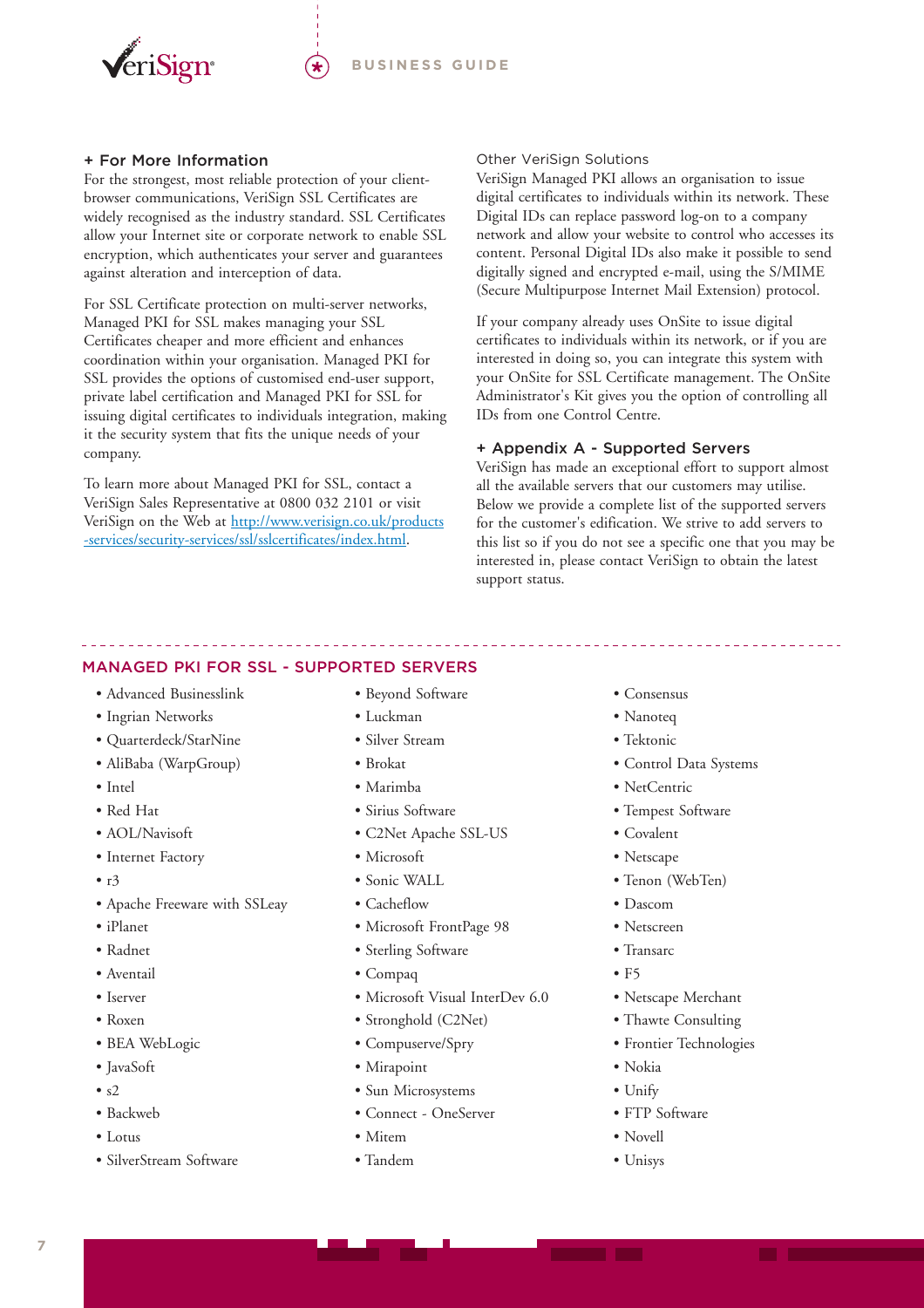## + For More Information

For the strongest, most reliable protection of your client-browser communications, VeriSign SSL Certificates are widely recognised as the industry standard. SSL Certificates allow your Internet site or corporate network to enable SSL encryption, which authenticates your server and guarantees against alteration and interception of data.

For SSL Certificate protection on multi-server networks, Managed PKI for SSL makes managing your SSL Certificates cheaper and more efficient and enhances coordination within your organisation. Managed PKI for SSL provides the options of customised end-user support, private label certification and Managed PKI for SSL for issuing digital certificates to individuals integration, making it the security system that fits the unique needs of your company.

To learn more about Managed PKI for SSL, contact a VeriSign Sales Representative at 0800 032 2101 or visit VeriSign on the Web at [http://www.verisign.co.uk/products-services/security-services/ssl/sslcertificates/index.html](http://www.verisign.co.uk/products-services/security-services/ssl/sslcertificates/index.html).

### Other VeriSign Solutions

VeriSign Managed PKI allows an organisation to issue digital certificates to individuals within its network. These Digital IDs can replace password log-on to a company network and allow your website to control who accesses its content. Personal Digital IDs also make it possible to send digitally signed and encrypted e-mail, using the S/MIME (Secure Multipurpose Internet Mail Extension) protocol.

If your company already uses OnSite to issue digital certificates to individuals within its network, or if you are interested in doing so, you can integrate this system with your OnSite for SSL Certificate management. The OnSite Administrator's Kit gives you the option of controlling all IDs from one Control Centre.

## + Appendix A - Supported Servers

VeriSign has made an exceptional effort to support almost all the available servers that our customers may utilise. Below we provide a complete list of the supported servers for the customer's edification. We strive to add servers to this list so if you do not see a specific one that you may be interested in, please contact VeriSign to obtain the latest support status.

## MANAGED PKI FOR SSL - SUPPORTED SERVERS

- Advanced Businesslink
- Ingrian Networks
- Quarterdeck/StarNine
- AliBaba (WarpGroup)
- Intel
- Red Hat
- AOL/Navisoft
- Internet Factory
- r3
- Apache Freeware with SSLeay
- iPlanet
- Radnet
- Aventail
- Iserver
- Roxen
- BEA WebLogic
- JavaSoft
- s2
- Backweb
- Lotus
- SilverStream Software
- Beyond Software
- Luckman
- Silver Stream
- Brokat
- Marimba
- Sirius Software
- C2Net Apache SSL-US
- Microsoft
- Sonic WALL
- Cacheflow
- Microsoft FrontPage 98
- Sterling Software
- Compaq
- Microsoft Visual InterDev 6.0
- Stronghold (C2Net)
- Compuserve/Spry
- Mirapoint
- Sun Microsystems
- Connect - OneServer
- Mitem
- Tandem
- Consensus
- Nanoteq
- Tektonic
- Control Data Systems
- NetCentric
- Tempest Software
- Covalent
- Netscape
- Tenon (WebTen)
- Dascom
- Netscreen
- Transarc
- F5
- Netscape Merchant
- Thawte Consulting
- Frontier Technologies
- Nokia
- Unify
- FTP Software
- Novell
- Unisys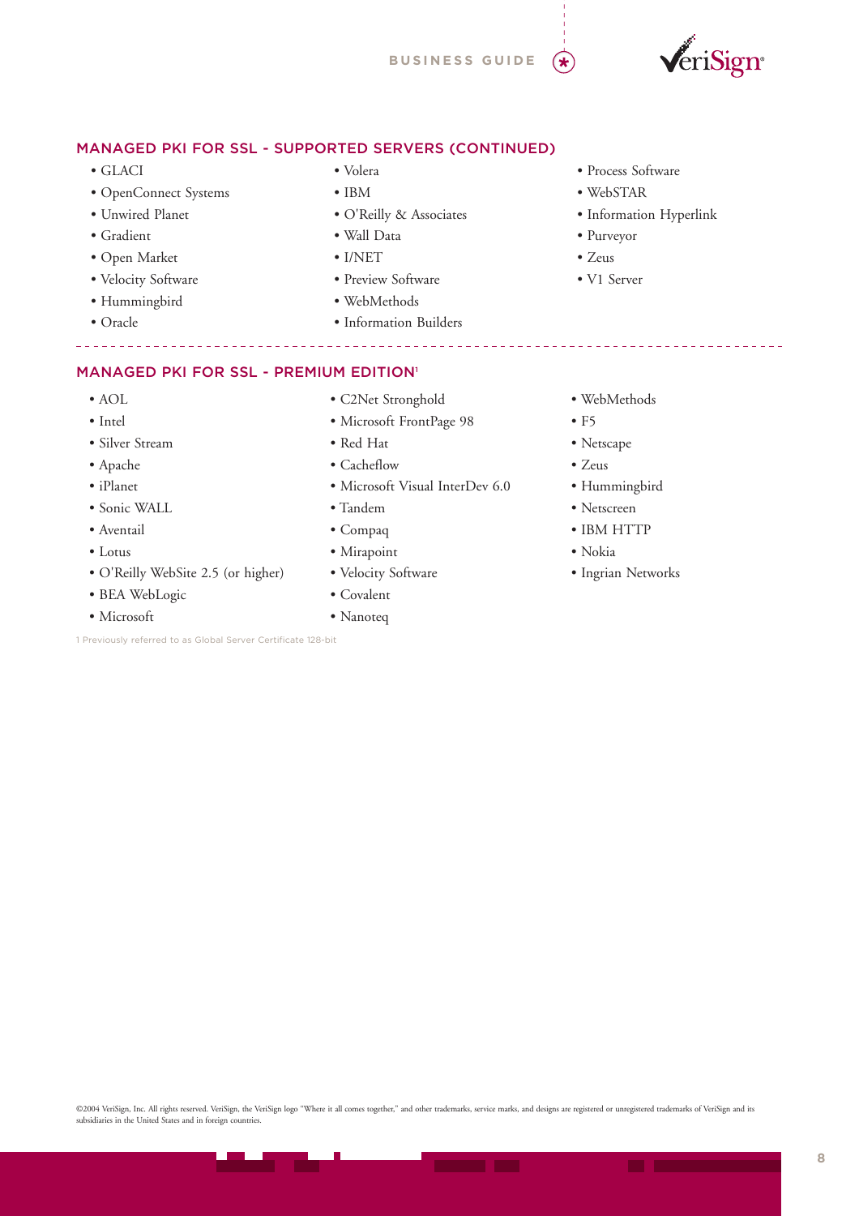## MANAGED PKI FOR SSL - SUPPORTED SERVERS (CONTINUED)

- GLACI
- OpenConnect Systems
- Unwired Planet
- Gradient
- Open Market
- Velocity Software
- Hummingbird
- Oracle
- Volera
- IBM
- O'Reilly & Associates
- Wall Data
- I/NET
- Preview Software
- WebMethods
- Information Builders
- Process Software
- WebSTAR
- Information Hyperlink
- Purveyor
- Zeus
- V1 Server

## MANAGED PKI FOR SSL - PREMIUM EDITION[1]

- AOL
- Intel
- Silver Stream
- Apache
- iPlanet
- Sonic WALL
- Aventail
- Lotus
- O'Reilly WebSite 2.5 (or higher)
- BEA WebLogic
- Microsoft
- C2Net Stronghold
- Microsoft FrontPage 98
- Red Hat
- Cacheflow
- Microsoft Visual InterDev 6.0
- Tandem
- Compaq
- Mirapoint
- Velocity Software
- Covalent
- Nanoteq
- WebMethods
- F5
- Netscape
- Zeus
- Hummingbird
- Netscreen
- IBM HTTP
- Nokia
- Ingrian Networks

1 Previously referred to as Global Server Certificate 128-bit

©2004 VeriSign, Inc. All rights reserved. VeriSign, the VeriSign logo "Where it all comes together," and other trademarks, service marks, and designs are registered or unregistered trademarks of VeriSign and its subsidiaries in the United States and in foreign countries.